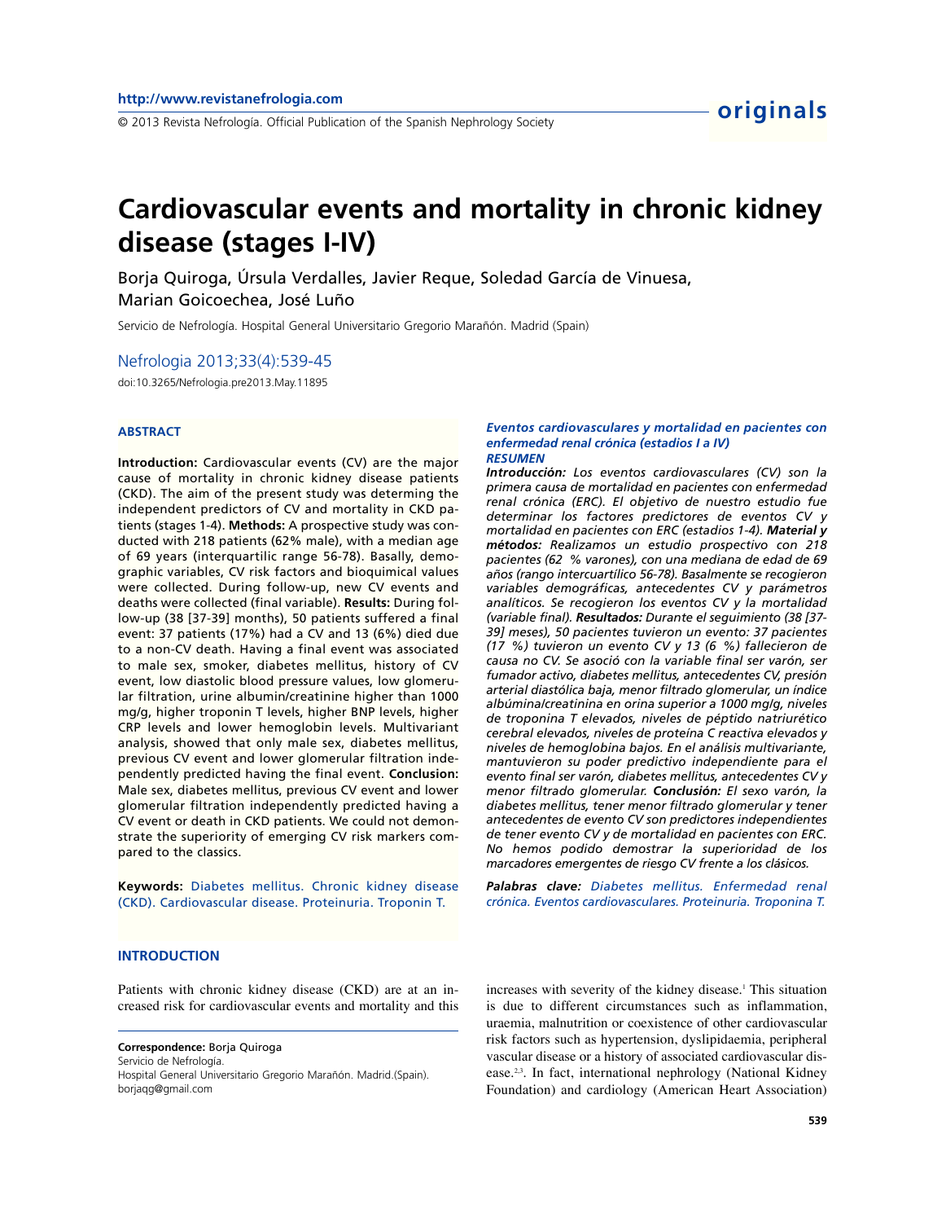# Cardiovascular events and mortality in chronic kidney disease (stages I-IV)

Borja Quiroga, Úrsula Verdalles, Javier Reque, Soledad García de Vinuesa, Marian Goicoechea, José Luño

Servicio de Nefrología. Hospital General Universitario Gregorio Marañón. Madrid (Spain)

Nefrologia 2013;33(4):539-45

doi:10.3265/Nefrologia.pre2013.May.11895

## ABSTRACT

**Introduction:** Cardiovascular events (CV) are the major cause of mortality in chronic kidney disease patients (CKD). The aim of the present study was determing the independent predictors of CV and mortality in CKD patients (stages 1-4). **Methods:** A prospective study was conducted with 218 patients (62% male), with a median age of 69 years (interquartilic range 56-78). Basally, demographic variables, CV risk factors and bioquimical values were collected. During follow-up, new CV events and deaths were collected (final variable). **Results:** During follow-up (38 [37-39] months), 50 patients suffered a final event: 37 patients (17%) had a CV and 13 (6%) died due to a non-CV death. Having a final event was associated to male sex, smoker, diabetes mellitus, history of CV event, low diastolic blood pressure values, low glomerular filtration, urine albumin/creatinine higher than 1000 mg/g, higher troponin T levels, higher BNP levels, higher CRP levels and lower hemoglobin levels. Multivariant analysis, showed that only male sex, diabetes mellitus, previous CV event and lower glomerular filtration independently predicted having the final event. **Conclusion:** Male sex, diabetes mellitus, previous CV event and lower glomerular filtration independently predicted having a CV event or death in CKD patients. We could not demonstrate the superiority of emerging CV risk markers compared to the classics.

**Keywords:** Diabetes mellitus. Chronic kidney disease (CKD). Cardiovascular disease. Proteinuria. Troponin T.

### *Eventos cardiovasculares y mortalidad en pacientes con enfermedad renal crónica (estadios I a IV)*

### *RESUMEN*

***Introducción:*** *Los eventos cardiovasculares (CV) son la primera causa de mortalidad en pacientes con enfermedad renal crónica (ERC). El objetivo de nuestro estudio fue determinar los factores predictores de eventos CV y mortalidad en pacientes con ERC (estadios 1-4).* ***Material y métodos:*** *Realizamos un estudio prospectivo con 218 pacientes (62 % varones), con una mediana de edad de 69 años (rango intercuartílico 56-78). Basalmente se recogieron variables demográficas, antecedentes CV y parámetros analíticos. Se recogieron los eventos CV y la mortalidad (variable final).* ***Resultados:*** *Durante el seguimiento (38 [37-39] meses), 50 pacientes tuvieron un evento: 37 pacientes (17 %) tuvieron un evento CV y 13 (6 %) fallecieron de causa no CV. Se asoció con la variable final ser varón, ser fumador activo, diabetes mellitus, antecedentes CV, presión arterial diastólica baja, menor filtrado glomerular, un índice albúmina/creatinina en orina superior a 1000 mg/g, niveles de troponina T elevados, niveles de péptido natriurético cerebral elevados, niveles de proteína C reactiva elevados y niveles de hemoglobina bajos. En el análisis multivariante, mantuvieron su poder predictivo independiente para el evento final ser varón, diabetes mellitus, antecedentes CV y menor filtrado glomerular.* ***Conclusión:*** *El sexo varón, la diabetes mellitus, tener menor filtrado glomerular y tener antecedentes de evento CV son predictores independientes de tener evento CV y de mortalidad en pacientes con ERC. No hemos podido demostrar la superioridad de los marcadores emergentes de riesgo CV frente a los clásicos.*

***Palabras clave:*** *Diabetes mellitus. Enfermedad renal crónica. Eventos cardiovasculares. Proteinuria. Troponina T.*

## INTRODUCTION

Patients with chronic kidney disease (CKD) are at an increased risk for cardiovascular events and mortality and this increases with severity of the kidney disease.[1] This situation is due to different circumstances such as inflammation, uraemia, malnutrition or coexistence of other cardiovascular risk factors such as hypertension, dyslipidaemia, peripheral vascular disease or a history of associated cardiovascular disease.[2,3]. In fact, international nephrology (National Kidney Foundation) and cardiology (American Heart Association)

**Correspondence:** Borja Quiroga
Servicio de Nefrología.
Hospital General Universitario Gregorio Marañón. Madrid.(Spain).
borjaqg@gmail.com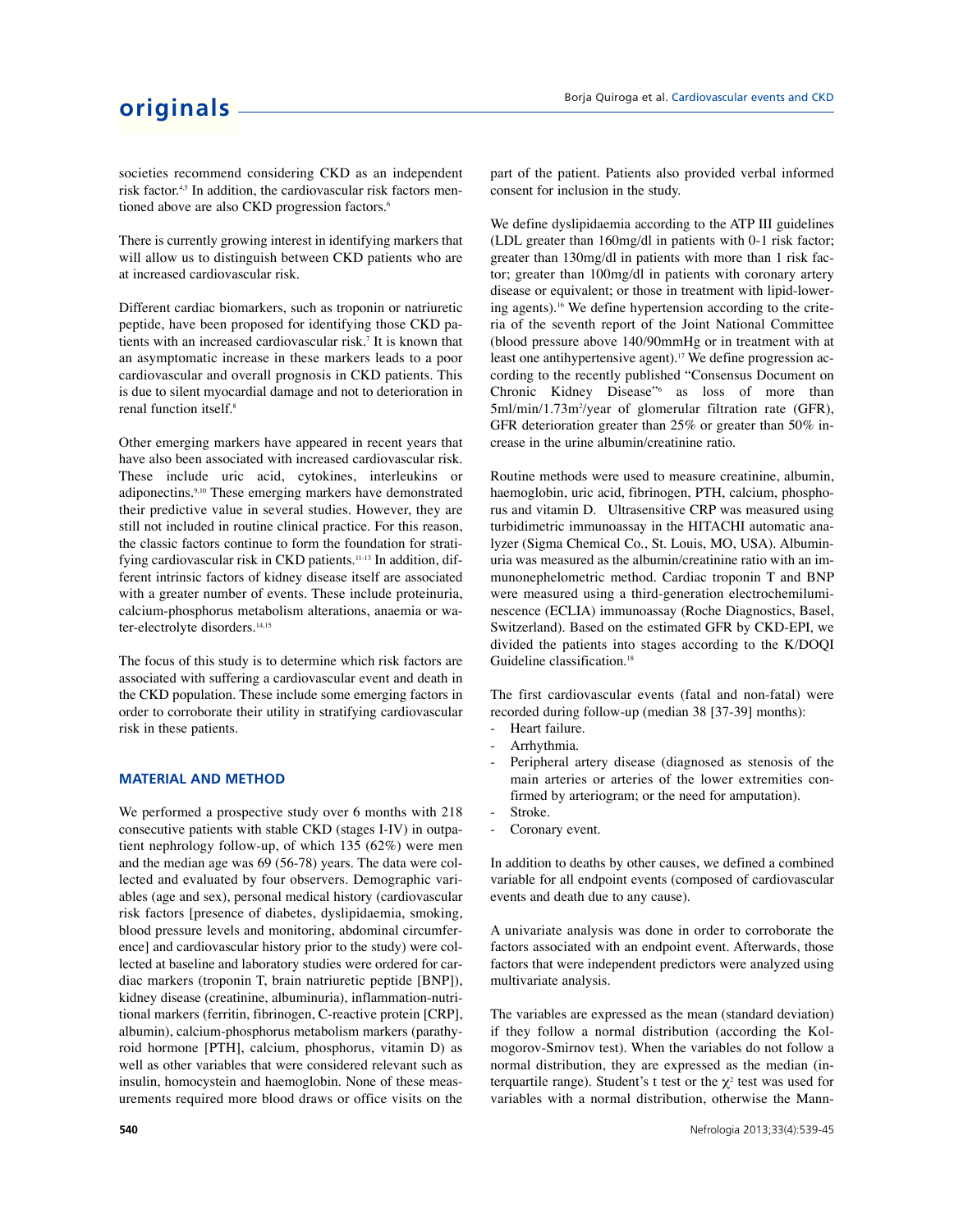societies recommend considering CKD as an independent risk factor.[4,5] In addition, the cardiovascular risk factors mentioned above are also CKD progression factors.[6]

There is currently growing interest in identifying markers that will allow us to distinguish between CKD patients who are at increased cardiovascular risk.

Different cardiac biomarkers, such as troponin or natriuretic peptide, have been proposed for identifying those CKD patients with an increased cardiovascular risk.[7] It is known that an asymptomatic increase in these markers leads to a poor cardiovascular and overall prognosis in CKD patients. This is due to silent myocardial damage and not to deterioration in renal function itself.[8]

Other emerging markers have appeared in recent years that have also been associated with increased cardiovascular risk. These include uric acid, cytokines, interleukins or adiponectins.[9,10] These emerging markers have demonstrated their predictive value in several studies. However, they are still not included in routine clinical practice. For this reason, the classic factors continue to form the foundation for stratifying cardiovascular risk in CKD patients.[11-13] In addition, different intrinsic factors of kidney disease itself are associated with a greater number of events. These include proteinuria, calcium-phosphorus metabolism alterations, anaemia or water-electrolyte disorders.[14,15]

The focus of this study is to determine which risk factors are associated with suffering a cardiovascular event and death in the CKD population. These include some emerging factors in order to corroborate their utility in stratifying cardiovascular risk in these patients.

## MATERIAL AND METHOD

We performed a prospective study over 6 months with 218 consecutive patients with stable CKD (stages I-IV) in outpatient nephrology follow-up, of which 135 (62%) were men and the median age was 69 (56-78) years. The data were collected and evaluated by four observers. Demographic variables (age and sex), personal medical history (cardiovascular risk factors [presence of diabetes, dyslipidaemia, smoking, blood pressure levels and monitoring, abdominal circumference] and cardiovascular history prior to the study) were collected at baseline and laboratory studies were ordered for cardiac markers (troponin T, brain natriuretic peptide [BNP]), kidney disease (creatinine, albuminuria), inflammation-nutritional markers (ferritin, fibrinogen, C-reactive protein [CRP], albumin), calcium-phosphorus metabolism markers (parathyroid hormone [PTH], calcium, phosphorus, vitamin D) as well as other variables that were considered relevant such as insulin, homocystein and haemoglobin. None of these measurements required more blood draws or office visits on the part of the patient. Patients also provided verbal informed consent for inclusion in the study.

We define dyslipidaemia according to the ATP III guidelines (LDL greater than 160mg/dl in patients with 0-1 risk factor; greater than 130mg/dl in patients with more than 1 risk factor; greater than 100mg/dl in patients with coronary artery disease or equivalent; or those in treatment with lipid-lowering agents).[16] We define hypertension according to the criteria of the seventh report of the Joint National Committee (blood pressure above 140/90mmHg or in treatment with at least one antihypertensive agent).[17] We define progression according to the recently published "Consensus Document on Chronic Kidney Disease"[6] as loss of more than 5ml/min/1.73m$^2$/year of glomerular filtration rate (GFR), GFR deterioration greater than 25% or greater than 50% increase in the urine albumin/creatinine ratio.

Routine methods were used to measure creatinine, albumin, haemoglobin, uric acid, fibrinogen, PTH, calcium, phosphorus and vitamin D. Ultrasensitive CRP was measured using turbidimetric immunoassay in the HITACHI automatic analyzer (Sigma Chemical Co., St. Louis, MO, USA). Albuminuria was measured as the albumin/creatinine ratio with an immunonephelometric method. Cardiac troponin T and BNP were measured using a third-generation electrochemiluminescence (ECLIA) immunoassay (Roche Diagnostics, Basel, Switzerland). Based on the estimated GFR by CKD-EPI, we divided the patients into stages according to the K/DOQI Guideline classification.[18]

The first cardiovascular events (fatal and non-fatal) were recorded during follow-up (median 38 [37-39] months):

- Heart failure.
- Arrhythmia.
- Peripheral artery disease (diagnosed as stenosis of the main arteries or arteries of the lower extremities confirmed by arteriogram; or the need for amputation).
- Stroke.
- Coronary event.

In addition to deaths by other causes, we defined a combined variable for all endpoint events (composed of cardiovascular events and death due to any cause).

A univariate analysis was done in order to corroborate the factors associated with an endpoint event. Afterwards, those factors that were independent predictors were analyzed using multivariate analysis.

The variables are expressed as the mean (standard deviation) if they follow a normal distribution (according the Kolmogorov-Smirnov test). When the variables do not follow a normal distribution, they are expressed as the median (interquartile range). Student's t test or the $\chi^2$ test was used for variables with a normal distribution, otherwise the Mann-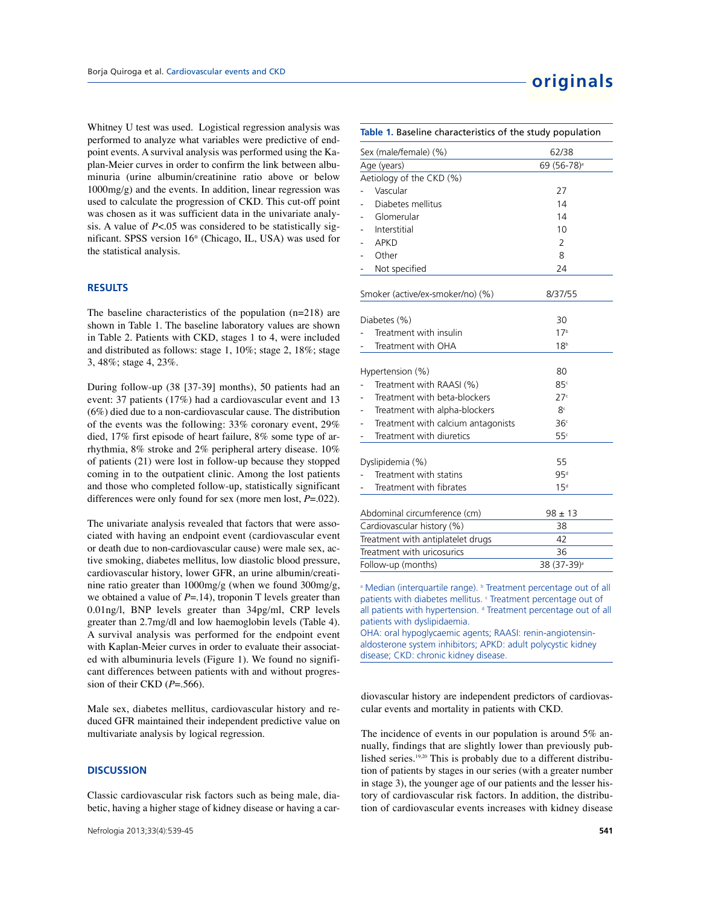Whitney U test was used. Logistical regression analysis was performed to analyze what variables were predictive of endpoint events. A survival analysis was performed using the Kaplan-Meier curves in order to confirm the link between albuminuria (urine albumin/creatinine ratio above or below 1000mg/g) and the events. In addition, linear regression was used to calculate the progression of CKD. This cut-off point was chosen as it was sufficient data in the univariate analysis. A value of $P<.05$ was considered to be statistically significant. SPSS version 16® (Chicago, IL, USA) was used for the statistical analysis.

## RESULTS

The baseline characteristics of the population (n=218) are shown in Table 1. The baseline laboratory values are shown in Table 2. Patients with CKD, stages 1 to 4, were included and distributed as follows: stage 1, 10%; stage 2, 18%; stage 3, 48%; stage 4, 23%.

During follow-up (38 [37-39] months), 50 patients had an event: 37 patients (17%) had a cardiovascular event and 13 (6%) died due to a non-cardiovascular cause. The distribution of the events was the following: 33% coronary event, 29% died, 17% first episode of heart failure, 8% some type of arrhythmia, 8% stroke and 2% peripheral artery disease. 10% of patients (21) were lost in follow-up because they stopped coming in to the outpatient clinic. Among the lost patients and those who completed follow-up, statistically significant differences were only found for sex (more men lost, $P$=.022).

The univariate analysis revealed that factors that were associated with having an endpoint event (cardiovascular event or death due to non-cardiovascular cause) were male sex, active smoking, diabetes mellitus, low diastolic blood pressure, cardiovascular history, lower GFR, an urine albumin/creatinine ratio greater than 1000mg/g (when we found 300mg/g, we obtained a value of $P$=.14), troponin T levels greater than 0.01ng/l, BNP levels greater than 34pg/ml, CRP levels greater than 2.7mg/dl and low haemoglobin levels (Table 4). A survival analysis was performed for the endpoint event with Kaplan-Meier curves in order to evaluate their associated with albuminuria levels (Figure 1). We found no significant differences between patients with and without progression of their CKD ($P$=.566).

Male sex, diabetes mellitus, cardiovascular history and reduced GFR maintained their independent predictive value on multivariate analysis by logical regression.

## DISCUSSION

Classic cardiovascular risk factors such as being male, diabetic, having a higher stage of kidney disease or having a cardiovascular history are independent predictors of cardiovascular events and mortality in patients with CKD.

The incidence of events in our population is around 5% annually, findings that are slightly lower than previously published series.[19,20] This is probably due to a different distribution of patients by stages in our series (with a greater number in stage 3), the younger age of our patients and the lesser history of cardiovascular risk factors. In addition, the distribution of cardiovascular events increases with kidney disease

**Table 1.** Baseline characteristics of the study population

| | |
|---|---|
| Sex (male/female) (%) | 62/38 |
| Age (years) | 69 (56-78)[a] |
| Aetiology of the CKD (%) | |
| - Vascular | 27 |
| - Diabetes mellitus | 14 |
| - Glomerular | 14 |
| - Interstitial | 10 |
| - APKD | 2 |
| - Other | 8 |
| - Not specified | 24 |
| Smoker (active/ex-smoker/no) (%) | 8/37/55 |
| Diabetes (%) | 30 |
| - Treatment with insulin | 17[b] |
| - Treatment with OHA | 18[b] |
| Hypertension (%) | 80 |
| - Treatment with RAASI (%) | 85[c] |
| - Treatment with beta-blockers | 27[c] |
| - Treatment with alpha-blockers | 8[c] |
| - Treatment with calcium antagonists | 36[c] |
| - Treatment with diuretics | 55[c] |
| Dyslipidemia (%) | 55 |
| - Treatment with statins | 95[d] |
| - Treatment with fibrates | 15[d] |
| Abdominal circumference (cm) | 98 ± 13 |
| Cardiovascular history (%) | 38 |
| Treatment with antiplatelet drugs | 42 |
| Treatment with uricosurics | 36 |
| Follow-up (months) | 38 (37-39)[a] |

[a] Median (interquartile range). [b] Treatment percentage out of all patients with diabetes mellitus. [c] Treatment percentage out of all patients with hypertension. [d] Treatment percentage out of all patients with dyslipidaemia.
OHA: oral hypoglycaemic agents; RAASI: renin-angiotensin-aldosterone system inhibitors; APKD: adult polycystic kidney disease; CKD: chronic kidney disease.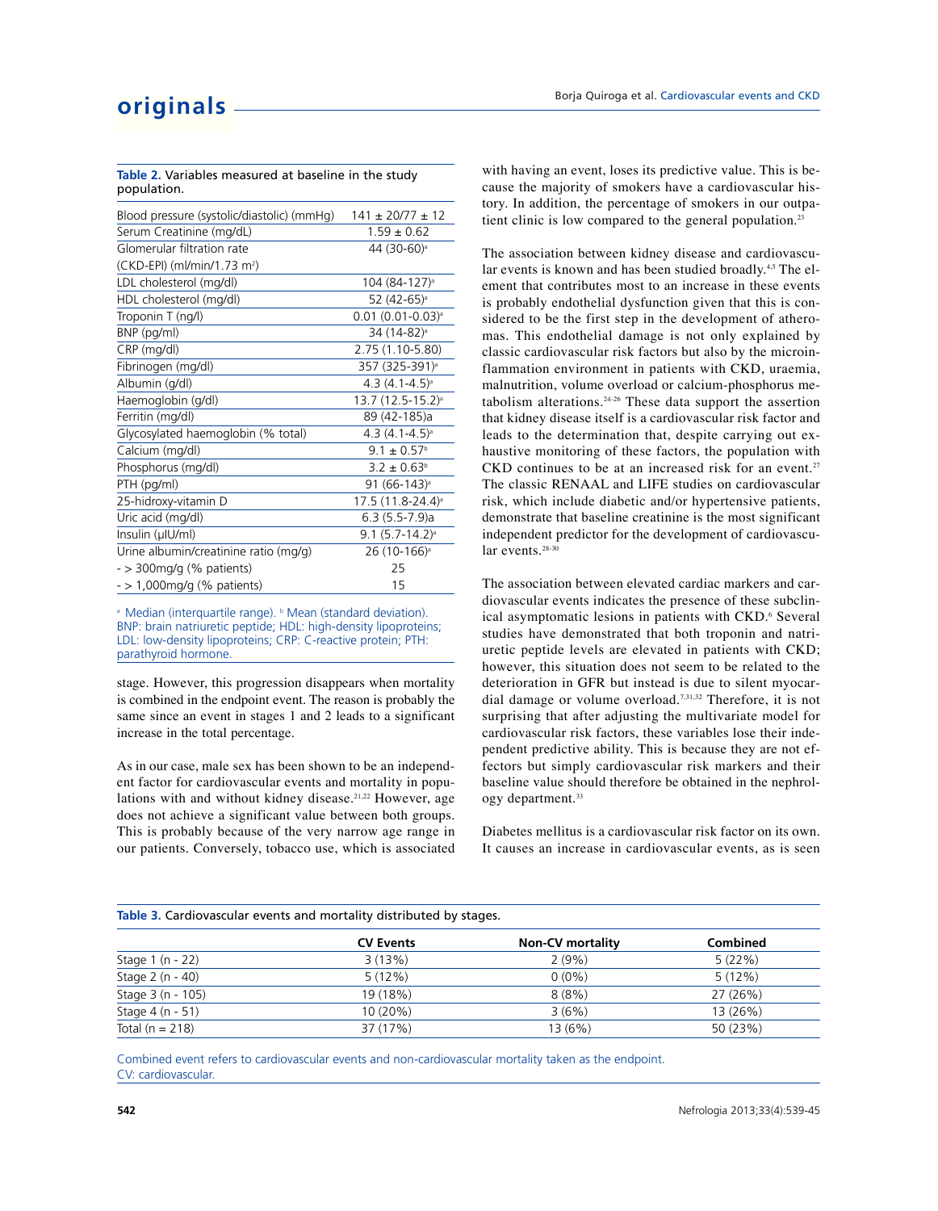**Table 2.** Variables measured at baseline in the study population.

| Variable | Value |
|---|---|
| Blood pressure (systolic/diastolic) (mmHg) | 141 ± 20/77 ± 12 |
| Serum Creatinine (mg/dL) | 1.59 ± 0.62 |
| Glomerular filtration rate (CKD-EPI) (ml/min/1.73 m²) | 44 (30-60)[a] |
| LDL cholesterol (mg/dl) | 104 (84-127)[a] |
| HDL cholesterol (mg/dl) | 52 (42-65)[a] |
| Troponin T (ng/l) | 0.01 (0.01-0.03)[a] |
| BNP (pg/ml) | 34 (14-82)[a] |
| CRP (mg/dl) | 2.75 (1.10-5.80) |
| Fibrinogen (mg/dl) | 357 (325-391)[a] |
| Albumin (g/dl) | 4.3 (4.1-4.5)[a] |
| Haemoglobin (g/dl) | 13.7 (12.5-15.2)[a] |
| Ferritin (mg/dl) | 89 (42-185)a |
| Glycosylated haemoglobin (% total) | 4.3 (4.1-4.5)[a] |
| Calcium (mg/dl) | 9.1 ± 0.57[b] |
| Phosphorus (mg/dl) | 3.2 ± 0.63[b] |
| PTH (pg/ml) | 91 (66-143)[a] |
| 25-hidroxy-vitamin D | 17.5 (11.8-24.4)[a] |
| Uric acid (mg/dl) | 6.3 (5.5-7.9)a |
| Insulin (µIU/ml) | 9.1 (5.7-14.2)[a] |
| Urine albumin/creatinine ratio (mg/g) | 26 (10-166)[a] |
| - > 300mg/g (% patients) | 25 |
| - > 1,000mg/g (% patients) | 15 |

[a] Median (interquartile range). [b] Mean (standard deviation).
BNP: brain natriuretic peptide; HDL: high-density lipoproteins; LDL: low-density lipoproteins; CRP: C-reactive protein; PTH: parathyroid hormone.

stage. However, this progression disappears when mortality is combined in the endpoint event. The reason is probably the same since an event in stages 1 and 2 leads to a significant increase in the total percentage.

As in our case, male sex has been shown to be an independent factor for cardiovascular events and mortality in populations with and without kidney disease.[21,22] However, age does not achieve a significant value between both groups. This is probably because of the very narrow age range in our patients. Conversely, tobacco use, which is associated with having an event, loses its predictive value. This is because the majority of smokers have a cardiovascular history. In addition, the percentage of smokers in our outpatient clinic is low compared to the general population.[23]

The association between kidney disease and cardiovascular events is known and has been studied broadly.[4,5] The element that contributes most to an increase in these events is probably endothelial dysfunction given that this is considered to be the first step in the development of atheromas. This endothelial damage is not only explained by classic cardiovascular risk factors but also by the microinflammation environment in patients with CKD, uraemia, malnutrition, volume overload or calcium-phosphorus metabolism alterations.[24-26] These data support the assertion that kidney disease itself is a cardiovascular risk factor and leads to the determination that, despite carrying out exhaustive monitoring of these factors, the population with CKD continues to be at an increased risk for an event.[27] The classic RENAAL and LIFE studies on cardiovascular risk, which include diabetic and/or hypertensive patients, demonstrate that baseline creatinine is the most significant independent predictor for the development of cardiovascular events.[28-30]

The association between elevated cardiac markers and cardiovascular events indicates the presence of these subclinical asymptomatic lesions in patients with CKD.[6] Several studies have demonstrated that both troponin and natriuretic peptide levels are elevated in patients with CKD; however, this situation does not seem to be related to the deterioration in GFR but instead is due to silent myocardial damage or volume overload.[7,31,32] Therefore, it is not surprising that after adjusting the multivariate model for cardiovascular risk factors, these variables lose their independent predictive ability. This is because they are not effectors but simply cardiovascular risk markers and their baseline value should therefore be obtained in the nephrology department.[33]

Diabetes mellitus is a cardiovascular risk factor on its own. It causes an increase in cardiovascular events, as is seen

**Table 3.** Cardiovascular events and mortality distributed by stages.

| | CV Events | Non-CV mortality | Combined |
|---|---|---|---|
| Stage 1 (n - 22) | 3 (13%) | 2 (9%) | 5 (22%) |
| Stage 2 (n - 40) | 5 (12%) | 0 (0%) | 5 (12%) |
| Stage 3 (n - 105) | 19 (18%) | 8 (8%) | 27 (26%) |
| Stage 4 (n - 51) | 10 (20%) | 3 (6%) | 13 (26%) |
| Total (n = 218) | 37 (17%) | 13 (6%) | 50 (23%) |

Combined event refers to cardiovascular events and non-cardiovascular mortality taken as the endpoint.
CV: cardiovascular.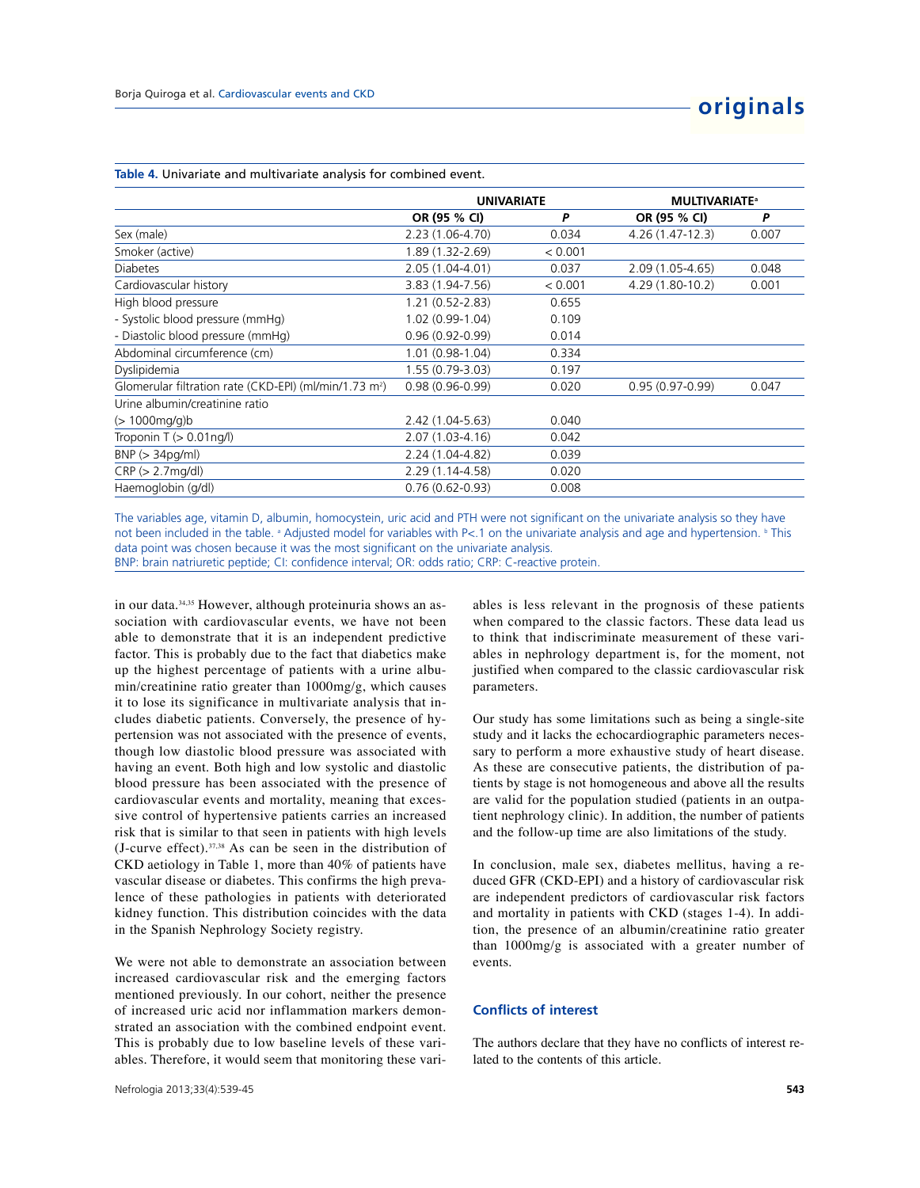**Table 4.** Univariate and multivariate analysis for combined event.

| | UNIVARIATE | | MULTIVARIATE[a] | |
|---|---|---|---|---|
| | OR (95 % CI) | P | OR (95 % CI) | P |
| Sex (male) | 2.23 (1.06-4.70) | 0.034 | 4.26 (1.47-12.3) | 0.007 |
| Smoker (active) | 1.89 (1.32-2.69) | < 0.001 | | |
| Diabetes | 2.05 (1.04-4.01) | 0.037 | 2.09 (1.05-4.65) | 0.048 |
| Cardiovascular history | 3.83 (1.94-7.56) | < 0.001 | 4.29 (1.80-10.2) | 0.001 |
| High blood pressure | 1.21 (0.52-2.83) | 0.655 | | |
| - Systolic blood pressure (mmHg) | 1.02 (0.99-1.04) | 0.109 | | |
| - Diastolic blood pressure (mmHg) | 0.96 (0.92-0.99) | 0.014 | | |
| Abdominal circumference (cm) | 1.01 (0.98-1.04) | 0.334 | | |
| Dyslipidemia | 1.55 (0.79-3.03) | 0.197 | | |
| Glomerular filtration rate (CKD-EPI) (ml/min/1.73 m$^2$) | 0.98 (0.96-0.99) | 0.020 | 0.95 (0.97-0.99) | 0.047 |
| Urine albumin/creatinine ratio (> 1000mg/g)b | 2.42 (1.04-5.63) | 0.040 | | |
| Troponin T (> 0.01ng/l) | 2.07 (1.03-4.16) | 0.042 | | |
| BNP (> 34pg/ml) | 2.24 (1.04-4.82) | 0.039 | | |
| CRP (> 2.7mg/dl) | 2.29 (1.14-4.58) | 0.020 | | |
| Haemoglobin (g/dl) | 0.76 (0.62-0.93) | 0.008 | | |

The variables age, vitamin D, albumin, homocystein, uric acid and PTH were not significant on the univariate analysis so they have not been included in the table. [a] Adjusted model for variables with P<.1 on the univariate analysis and age and hypertension. [b] This data point was chosen because it was the most significant on the univariate analysis.
BNP: brain natriuretic peptide; CI: confidence interval; OR: odds ratio; CRP: C-reactive protein.

in our data.[34,35] However, although proteinuria shows an association with cardiovascular events, we have not been able to demonstrate that it is an independent predictive factor. This is probably due to the fact that diabetics make up the highest percentage of patients with a urine albumin/creatinine ratio greater than 1000mg/g, which causes it to lose its significance in multivariate analysis that includes diabetic patients. Conversely, the presence of hypertension was not associated with the presence of events, though low diastolic blood pressure was associated with having an event. Both high and low systolic and diastolic blood pressure has been associated with the presence of cardiovascular events and mortality, meaning that excessive control of hypertensive patients carries an increased risk that is similar to that seen in patients with high levels (J-curve effect).[37,38] As can be seen in the distribution of CKD aetiology in Table 1, more than 40% of patients have vascular disease or diabetes. This confirms the high prevalence of these pathologies in patients with deteriorated kidney function. This distribution coincides with the data in the Spanish Nephrology Society registry.

We were not able to demonstrate an association between increased cardiovascular risk and the emerging factors mentioned previously. In our cohort, neither the presence of increased uric acid nor inflammation markers demonstrated an association with the combined endpoint event. This is probably due to low baseline levels of these variables. Therefore, it would seem that monitoring these variables is less relevant in the prognosis of these patients when compared to the classic factors. These data lead us to think that indiscriminate measurement of these variables in nephrology department is, for the moment, not justified when compared to the classic cardiovascular risk parameters.

Our study has some limitations such as being a single-site study and it lacks the echocardiographic parameters necessary to perform a more exhaustive study of heart disease. As these are consecutive patients, the distribution of patients by stage is not homogeneous and above all the results are valid for the population studied (patients in an outpatient nephrology clinic). In addition, the number of patients and the follow-up time are also limitations of the study.

In conclusion, male sex, diabetes mellitus, having a reduced GFR (CKD-EPI) and a history of cardiovascular risk are independent predictors of cardiovascular risk factors and mortality in patients with CKD (stages 1-4). In addition, the presence of an albumin/creatinine ratio greater than 1000mg/g is associated with a greater number of events.

## Conflicts of interest

The authors declare that they have no conflicts of interest related to the contents of this article.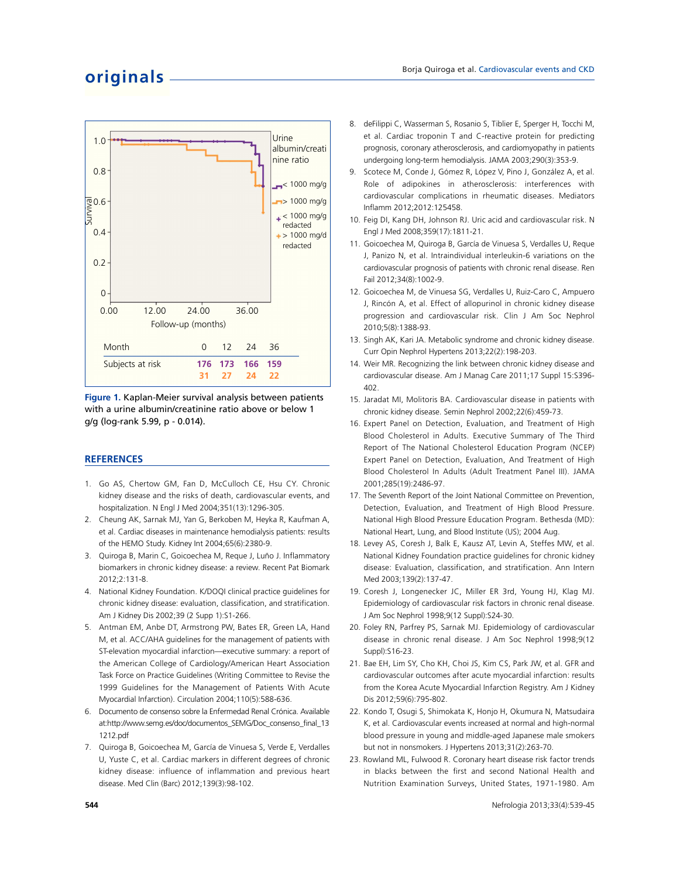| Month | 0 | 12 | 24 | 36 |
|---|---|---|---|---|
| Subjects at risk | 176 | 173 | 166 | 159 |
| | 31 | 27 | 24 | 22 |

**Figure 1.** Kaplan-Meier survival analysis between patients with a urine albumin/creatinine ratio above or below 1 g/g (log-rank 5.99, p - 0.014).

## REFERENCES

1. Go AS, Chertow GM, Fan D, McCulloch CE, Hsu CY. Chronic kidney disease and the risks of death, cardiovascular events, and hospitalization. N Engl J Med 2004;351(13):1296-305.
2. Cheung AK, Sarnak MJ, Yan G, Berkoben M, Heyka R, Kaufman A, et al. Cardiac diseases in maintenance hemodialysis patients: results of the HEMO Study. Kidney Int 2004;65(6):2380-9.
3. Quiroga B, Marin C, Goicoechea M, Reque J, Luño J. Inflammatory biomarkers in chronic kidney disease: a review. Recent Pat Biomark 2012;2:131-8.
4. National Kidney Foundation. K/DOQI clinical practice guidelines for chronic kidney disease: evaluation, classification, and stratification. Am J Kidney Dis 2002;39 (2 Supp 1):S1-266.
5. Antman EM, Anbe DT, Armstrong PW, Bates ER, Green LA, Hand M, et al. ACC/AHA guidelines for the management of patients with ST-elevation myocardial infarction—executive summary: a report of the American College of Cardiology/American Heart Association Task Force on Practice Guidelines (Writing Committee to Revise the 1999 Guidelines for the Management of Patients With Acute Myocardial Infarction). Circulation 2004;110(5):588-636.
6. Documento de consenso sobre la Enfermedad Renal Crónica. Available at:http://www.semg.es/doc/documentos_SEMG/Doc_consenso_final_131212.pdf
7. Quiroga B, Goicoechea M, García de Vinuesa S, Verde E, Verdalles U, Yuste C, et al. Cardiac markers in different degrees of chronic kidney disease: influence of inflammation and previous heart disease. Med Clin (Barc) 2012;139(3):98-102.
8. deFilippi C, Wasserman S, Rosanio S, Tiblier E, Sperger H, Tocchi M, et al. Cardiac troponin T and C-reactive protein for predicting prognosis, coronary atherosclerosis, and cardiomyopathy in patients undergoing long-term hemodialysis. JAMA 2003;290(3):353-9.
9. Scotece M, Conde J, Gómez R, López V, Pino J, González A, et al. Role of adipokines in atherosclerosis: interferences with cardiovascular complications in rheumatic diseases. Mediators Inflamm 2012;2012:125458.
10. Feig DI, Kang DH, Johnson RJ. Uric acid and cardiovascular risk. N Engl J Med 2008;359(17):1811-21.
11. Goicoechea M, Quiroga B, García de Vinuesa S, Verdalles U, Reque J, Panizo N, et al. Intraindividual interleukin-6 variations on the cardiovascular prognosis of patients with chronic renal disease. Ren Fail 2012;34(8):1002-9.
12. Goicoechea M, de Vinuesa SG, Verdalles U, Ruiz-Caro C, Ampuero J, Rincón A, et al. Effect of allopurinol in chronic kidney disease progression and cardiovascular risk. Clin J Am Soc Nephrol 2010;5(8):1388-93.
13. Singh AK, Kari JA. Metabolic syndrome and chronic kidney disease. Curr Opin Nephrol Hypertens 2013;22(2):198-203.
14. Weir MR. Recognizing the link between chronic kidney disease and cardiovascular disease. Am J Manag Care 2011;17 Suppl 15:S396-402.
15. Jaradat MI, Molitoris BA. Cardiovascular disease in patients with chronic kidney disease. Semin Nephrol 2002;22(6):459-73.
16. Expert Panel on Detection, Evaluation, and Treatment of High Blood Cholesterol in Adults. Executive Summary of The Third Report of The National Cholesterol Education Program (NCEP) Expert Panel on Detection, Evaluation, And Treatment of High Blood Cholesterol In Adults (Adult Treatment Panel III). JAMA 2001;285(19):2486-97.
17. The Seventh Report of the Joint National Committee on Prevention, Detection, Evaluation, and Treatment of High Blood Pressure. National High Blood Pressure Education Program. Bethesda (MD): National Heart, Lung, and Blood Institute (US); 2004 Aug.
18. Levey AS, Coresh J, Balk E, Kausz AT, Levin A, Steffes MW, et al. National Kidney Foundation practice guidelines for chronic kidney disease: Evaluation, classification, and stratification. Ann Intern Med 2003;139(2):137-47.
19. Coresh J, Longenecker JC, Miller ER 3rd, Young HJ, Klag MJ. Epidemiology of cardiovascular risk factors in chronic renal disease. J Am Soc Nephrol 1998;9(12 Suppl):S24-30.
20. Foley RN, Parfrey PS, Sarnak MJ. Epidemiology of cardiovascular disease in chronic renal disease. J Am Soc Nephrol 1998;9(12 Suppl):S16-23.
21. Bae EH, Lim SY, Cho KH, Choi JS, Kim CS, Park JW, et al. GFR and cardiovascular outcomes after acute myocardial infarction: results from the Korea Acute Myocardial Infarction Registry. Am J Kidney Dis 2012;59(6):795-802.
22. Kondo T, Osugi S, Shimokata K, Honjo H, Okumura N, Matsudaira K, et al. Cardiovascular events increased at normal and high-normal blood pressure in young and middle-aged Japanese male smokers but not in nonsmokers. J Hypertens 2013;31(2):263-70.
23. Rowland ML, Fulwood R. Coronary heart disease risk factor trends in blacks between the first and second National Health and Nutrition Examination Surveys, United States, 1971-1980. Am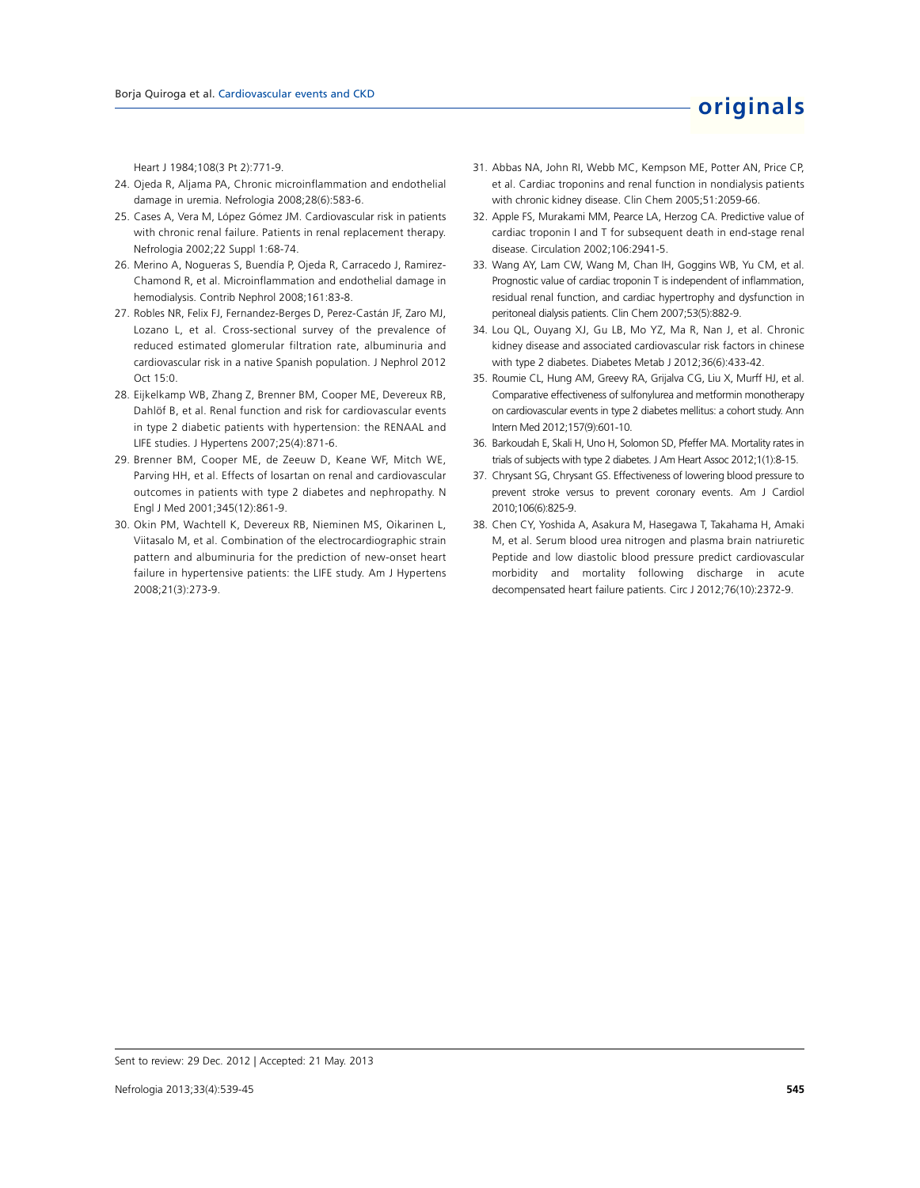Heart J 1984;108(3 Pt 2):771-9.

24. Ojeda R, Aljama PA, Chronic microinflammation and endothelial damage in uremia. Nefrologia 2008;28(6):583-6.
25. Cases A, Vera M, López Gómez JM. Cardiovascular risk in patients with chronic renal failure. Patients in renal replacement therapy. Nefrologia 2002;22 Suppl 1:68-74.
26. Merino A, Nogueras S, Buendía P, Ojeda R, Carracedo J, Ramirez-Chamond R, et al. Microinflammation and endothelial damage in hemodialysis. Contrib Nephrol 2008;161:83-8.
27. Robles NR, Felix FJ, Fernandez-Berges D, Perez-Castán JF, Zaro MJ, Lozano L, et al. Cross-sectional survey of the prevalence of reduced estimated glomerular filtration rate, albuminuria and cardiovascular risk in a native Spanish population. J Nephrol 2012 Oct 15:0.
28. Eijkelkamp WB, Zhang Z, Brenner BM, Cooper ME, Devereux RB, Dahlöf B, et al. Renal function and risk for cardiovascular events in type 2 diabetic patients with hypertension: the RENAAL and LIFE studies. J Hypertens 2007;25(4):871-6.
29. Brenner BM, Cooper ME, de Zeeuw D, Keane WF, Mitch WE, Parving HH, et al. Effects of losartan on renal and cardiovascular outcomes in patients with type 2 diabetes and nephropathy. N Engl J Med 2001;345(12):861-9.
30. Okin PM, Wachtell K, Devereux RB, Nieminen MS, Oikarinen L, Viitasalo M, et al. Combination of the electrocardiographic strain pattern and albuminuria for the prediction of new-onset heart failure in hypertensive patients: the LIFE study. Am J Hypertens 2008;21(3):273-9.
31. Abbas NA, John RI, Webb MC, Kempson ME, Potter AN, Price CP, et al. Cardiac troponins and renal function in nondialysis patients with chronic kidney disease. Clin Chem 2005;51:2059-66.
32. Apple FS, Murakami MM, Pearce LA, Herzog CA. Predictive value of cardiac troponin I and T for subsequent death in end-stage renal disease. Circulation 2002;106:2941-5.
33. Wang AY, Lam CW, Wang M, Chan IH, Goggins WB, Yu CM, et al. Prognostic value of cardiac troponin T is independent of inflammation, residual renal function, and cardiac hypertrophy and dysfunction in peritoneal dialysis patients. Clin Chem 2007;53(5):882-9.
34. Lou QL, Ouyang XJ, Gu LB, Mo YZ, Ma R, Nan J, et al. Chronic kidney disease and associated cardiovascular risk factors in chinese with type 2 diabetes. Diabetes Metab J 2012;36(6):433-42.
35. Roumie CL, Hung AM, Greevy RA, Grijalva CG, Liu X, Murff HJ, et al. Comparative effectiveness of sulfonylurea and metformin monotherapy on cardiovascular events in type 2 diabetes mellitus: a cohort study. Ann Intern Med 2012;157(9):601-10.
36. Barkoudah E, Skali H, Uno H, Solomon SD, Pfeffer MA. Mortality rates in trials of subjects with type 2 diabetes. J Am Heart Assoc 2012;1(1):8-15.
37. Chrysant SG, Chrysant GS. Effectiveness of lowering blood pressure to prevent stroke versus to prevent coronary events. Am J Cardiol 2010;106(6):825-9.
38. Chen CY, Yoshida A, Asakura M, Hasegawa T, Takahama H, Amaki M, et al. Serum blood urea nitrogen and plasma brain natriuretic Peptide and low diastolic blood pressure predict cardiovascular morbidity and mortality following discharge in acute decompensated heart failure patients. Circ J 2012;76(10):2372-9.

Sent to review: 29 Dec. 2012 | Accepted: 21 May. 2013